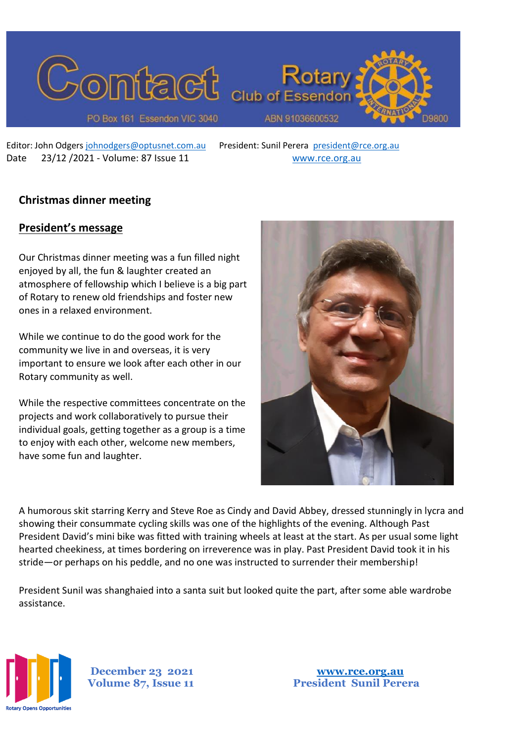# Contact

Rotary Club of Essendon

PO Box 161 Essendon VIC 3040 ABN 91036600532 D9800

Editor: John Odgers johnodgers@optusnet.com.au President: Sunil Perera president@rce.org.au

Date 23/12 /2021 - Volume: 87 Issue 11 www.rce.org.au

## Christmas dinner meeting

### President's message

Our Christmas dinner meeting was a fun filled night enjoyed by all, the fun & laughter created an atmosphere of fellowship which I believe is a big part of Rotary to renew old friendships and foster new ones in a relaxed environment.

While we continue to do the good work for the community we live in and overseas, it is very important to ensure we look after each other in our Rotary community as well.

While the respective committees concentrate on the projects and work collaboratively to pursue their individual goals, getting together as a group is a time to enjoy with each other, welcome new members, have some fun and laughter.

A humorous skit starring Kerry and Steve Roe as Cindy and David Abbey, dressed stunningly in lycra and showing their consummate cycling skills was one of the highlights of the evening. Although Past President David's mini bike was fitted with training wheels at least at the start. As per usual some light hearted cheekiness, at times bordering on irreverence was in play. Past President David took it in his stride—or perhaps on his peddle, and no one was instructed to surrender their membership!

President Sunil was shanghaied into a santa suit but looked quite the part, after some able wardrobe assistance.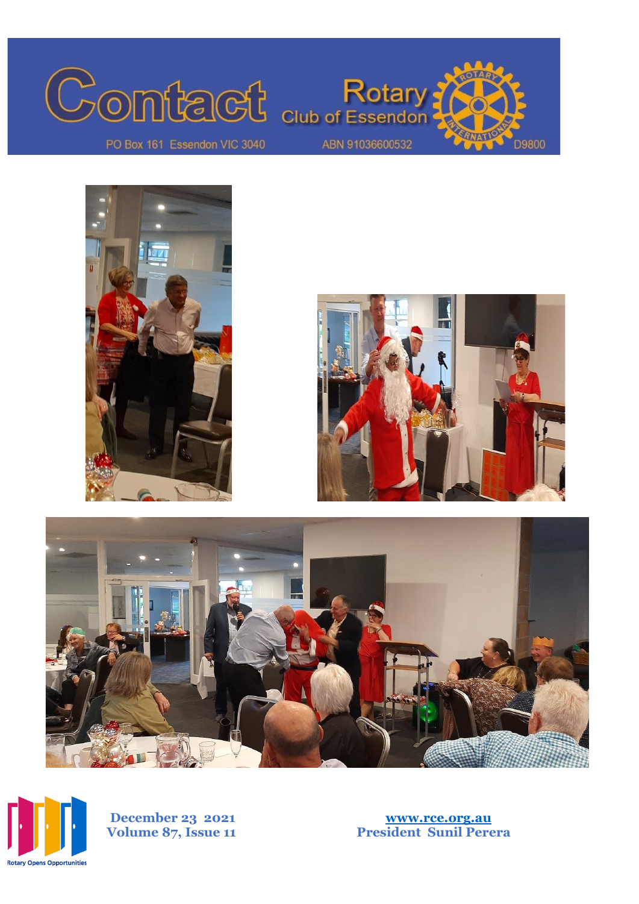# Contact

**Rotary Club of Essendon**

PO Box 161 Essendon VIC 3040

ABN 91036600532

D9800

**December 23 2021**
**Volume 87, Issue 11**

**www.rce.org.au**
**President Sunil Perera**

Rotary Opens Opportunities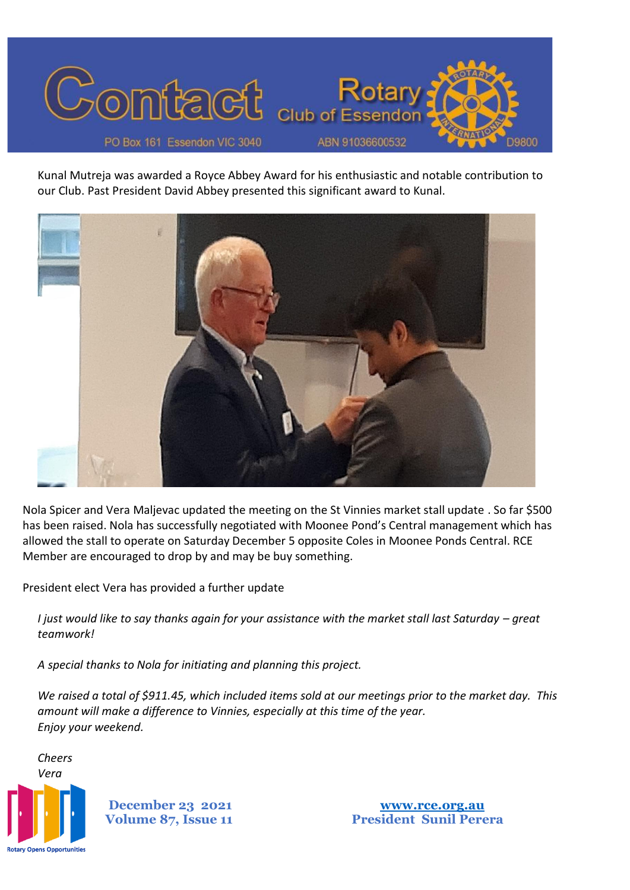Kunal Mutreja was awarded a Royce Abbey Award for his enthusiastic and notable contribution to our Club. Past President David Abbey presented this significant award to Kunal.

Nola Spicer and Vera Maljevac updated the meeting on the St Vinnies market stall update . So far $500 has been raised. Nola has successfully negotiated with Moonee Pond's Central management which has allowed the stall to operate on Saturday December 5 opposite Coles in Moonee Ponds Central. RCE Member are encouraged to drop by and may be buy something.

President elect Vera has provided a further update

*I just would like to say thanks again for your assistance with the market stall last Saturday – great teamwork!*

*A special thanks to Nola for initiating and planning this project.*

*We raised a total of $911.45, which included items sold at our meetings prior to the market day. This amount will make a difference to Vinnies, especially at this time of the year.*
*Enjoy your weekend.*

*Cheers*
*Vera*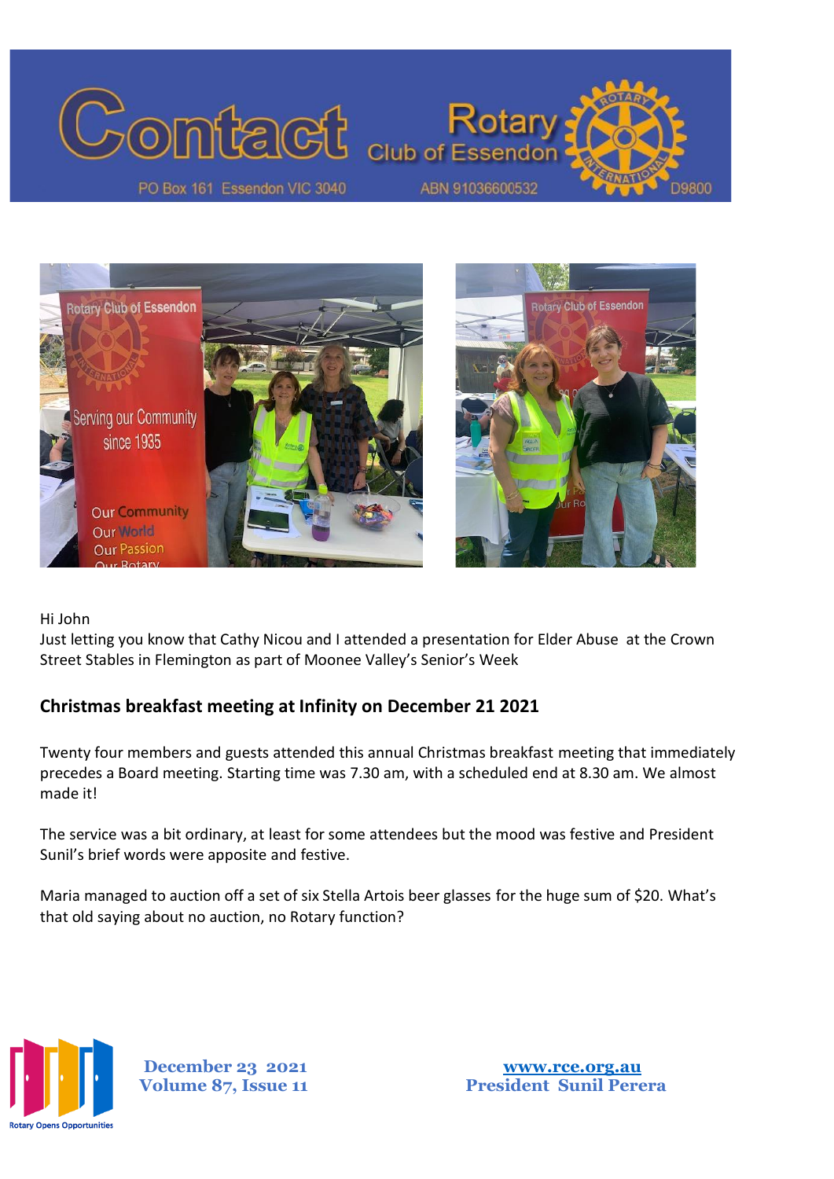Hi John
Just letting you know that Cathy Nicou and I attended a presentation for Elder Abuse at the Crown Street Stables in Flemington as part of Moonee Valley's Senior's Week

## Christmas breakfast meeting at Infinity on December 21 2021

Twenty four members and guests attended this annual Christmas breakfast meeting that immediately precedes a Board meeting. Starting time was 7.30 am, with a scheduled end at 8.30 am. We almost made it!

The service was a bit ordinary, at least for some attendees but the mood was festive and President Sunil's brief words were apposite and festive.

Maria managed to auction off a set of six Stella Artois beer glasses for the huge sum of $20. What's that old saying about no auction, no Rotary function?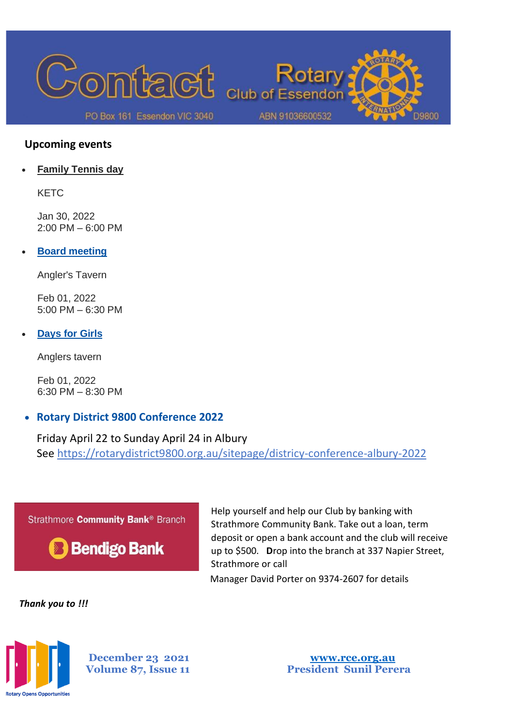## Upcoming events

- **Family Tennis day**

  KETC

  Jan 30, 2022
  2:00 PM – 6:00 PM

- **Board meeting**

  Angler's Tavern

  Feb 01, 2022
  5:00 PM – 6:30 PM

- **Days for Girls**

  Anglers tavern

  Feb 01, 2022
  6:30 PM – 8:30 PM

- **Rotary District 9800 Conference 2022**

  Friday April 22 to Sunday April 24 in Albury
  See https://rotarydistrict9800.org.au/sitepage/districy-conference-albury-2022

Strathmore **Community Bank**® Branch

**Bendigo Bank**

Help yourself and help our Club by banking with Strathmore Community Bank. Take out a loan, term deposit or open a bank account and the club will receive up to $500. **D**rop into the branch at 337 Napier Street, Strathmore or call

Manager David Porter on 9374-2607 for details

***Thank you to !!!***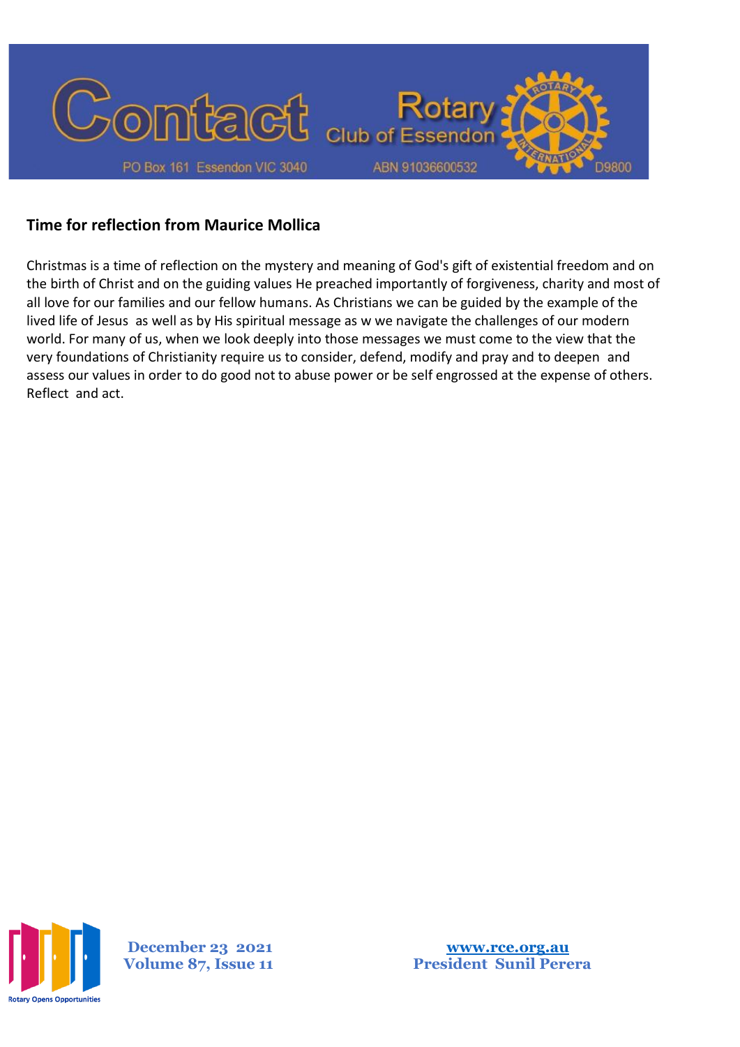## Time for reflection from Maurice Mollica

Christmas is a time of reflection on the mystery and meaning of God's gift of existential freedom and on the birth of Christ and on the guiding values He preached importantly of forgiveness, charity and most of all love for our families and our fellow humans. As Christians we can be guided by the example of the lived life of Jesus as well as by His spiritual message as w we navigate the challenges of our modern world. For many of us, when we look deeply into those messages we must come to the view that the very foundations of Christianity require us to consider, defend, modify and pray and to deepen and assess our values in order to do good not to abuse power or be self engrossed at the expense of others. Reflect and act.